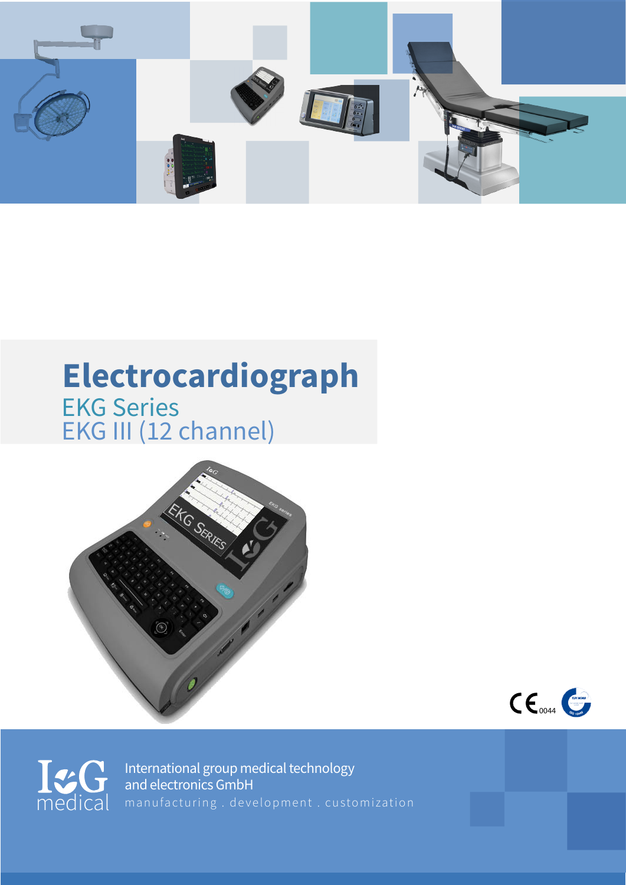# Electrocardiograph

## EKG Series
## EKG III (12 channel)

CE 0044

International group medical technology
and electronics GmbH

manufacturing . development . customization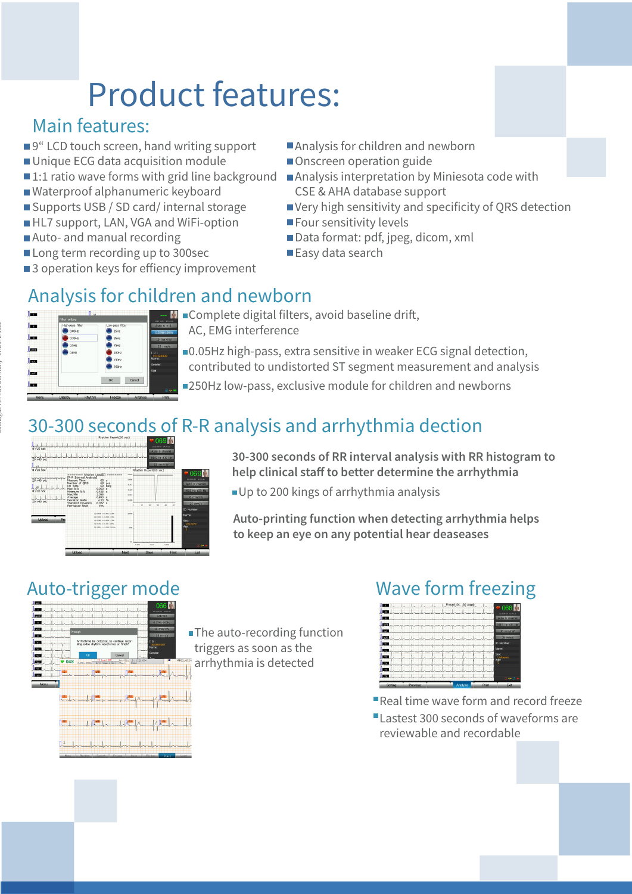# Product features:

## Main features:

- 9“ LCD touch screen, hand writing support
- Unique ECG data acquisition module
- 1:1 ratio wave forms with grid line background
- Waterproof alphanumeric keyboard
- Supports USB / SD card/ internal storage
- HL7 support, LAN, VGA and WiFi-option
- Auto- and manual recording
- Long term recording up to 300sec
- 3 operation keys for effiency improvement
- Analysis for children and newborn
- Onscreen operation guide
- Analysis interpretation by Miniesota code with CSE & AHA database support
- Very high sensitivity and specificity of QRS detection
- Four sensitivity levels
- Data format: pdf, jpeg, dicom, xml
- Easy data search

## Analysis for children and newborn

- Complete digital filters, avoid baseline drift, AC, EMG interference
- 0.05Hz high-pass, extra sensitive in weaker ECG signal detection, contributed to undistorted ST segment measurement and analysis
- 250Hz low-pass, exclusive module for children and newborns

## 30-300 seconds of R-R analysis and arrhythmia dection

**30-300 seconds of RR interval analysis with RR histogram to help clinical staff to better determine the arrhythmia**

- Up to 200 kings of arrhythmia analysis

**Auto-printing function when detecting arrhythmia helps to keep an eye on any potential hear deaseases**

## Auto-trigger mode

- The auto-recording function triggers as soon as the arrhythmia is detected

## Wave form freezing

- Real time wave form and record freeze
- Lastest 300 seconds of waveforms are reviewable and recordable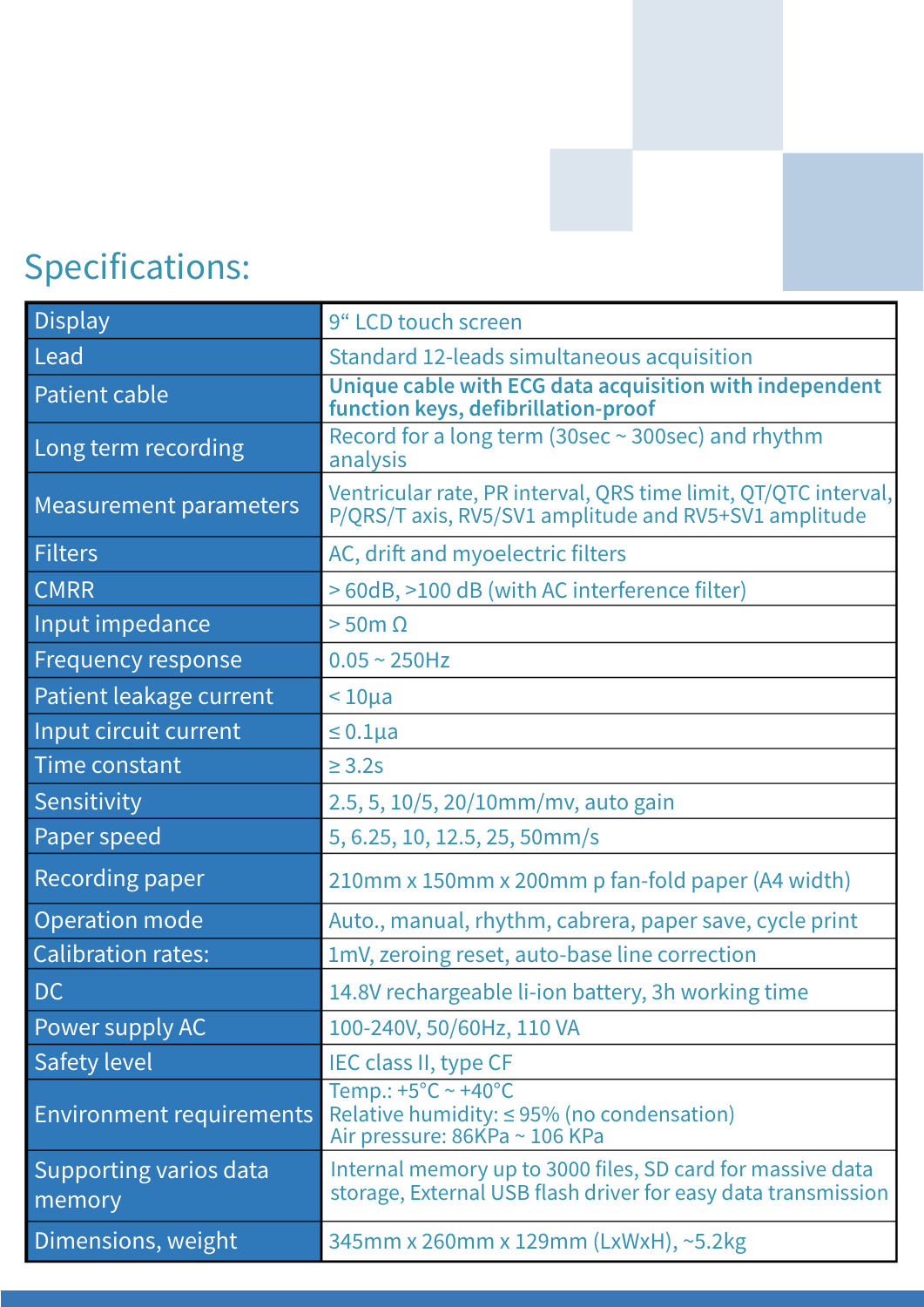## Specifications:

| Display | 9“ LCD touch screen |
|---|---|
| Lead | Standard 12-leads simultaneous acquisition |
| Patient cable | **Unique cable with ECG data acquisition with independent function keys, defibrillation-proof** |
| Long term recording | Record for a long term (30sec ~ 300sec) and rhythm analysis |
| Measurement parameters | Ventricular rate, PR interval, QRS time limit, QT/QTC interval, P/QRS/T axis, RV5/SV1 amplitude and RV5+SV1 amplitude |
| Filters | AC, drift and myoelectric filters |
| CMRR | > 60dB, >100 dB (with AC interference filter) |
| Input impedance | > 50m Ω |
| Frequency response | 0.05 ~ 250Hz |
| Patient leakage current | < 10μa |
| Input circuit current | ≤ 0.1μa |
| Time constant | ≥ 3.2s |
| Sensitivity | 2.5, 5, 10/5, 20/10mm/mv, auto gain |
| Paper speed | 5, 6.25, 10, 12.5, 25, 50mm/s |
| Recording paper | 210mm x 150mm x 200mm p fan-fold paper (A4 width) |
| Operation mode | Auto., manual, rhythm, cabrera, paper save, cycle print |
| Calibration rates: | 1mV, zeroing reset, auto-base line correction |
| DC | 14.8V rechargeable li-ion battery, 3h working time |
| Power supply AC | 100-240V, 50/60Hz, 110 VA |
| Safety level | IEC class II, type CF |
| Environment requirements | Temp.: +5°C ~ +40°C<br>Relative humidity: ≤ 95% (no condensation)<br>Air pressure: 86KPa ~ 106 KPa |
| Supporting varios data memory | Internal memory up to 3000 files, SD card for massive data storage, External USB flash driver for easy data transmission |
| Dimensions, weight | 345mm x 260mm x 129mm (LxWxH), ~5.2kg |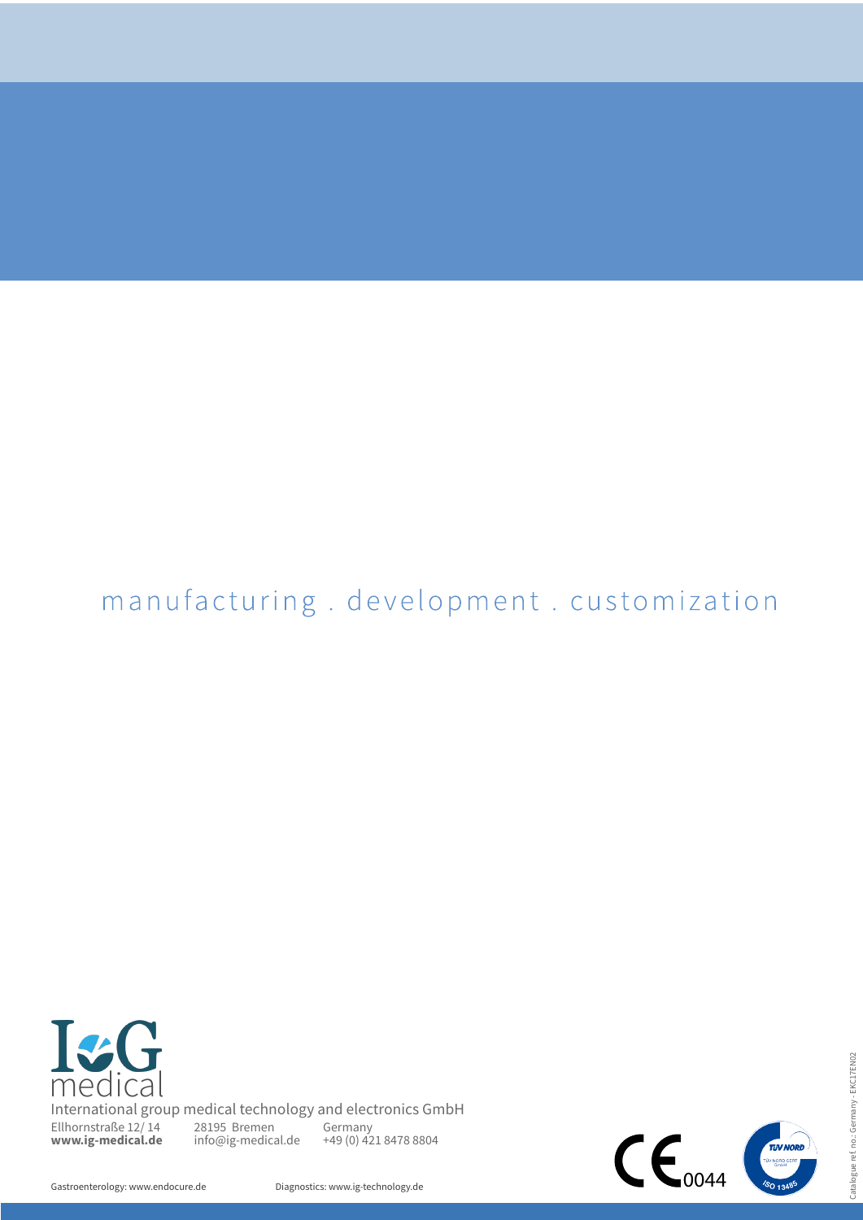manufacturing . development . customization

IGG
medical

International group medical technology and electronics GmbH

Ellhornstraße 12/ 14 28195 Bremen Germany
**www.ig-medical.de** info@ig-medical.de +49 (0) 421 8478 8804

Gastroenterology: www.endocure.de Diagnostics: www.ig-technology.de

CE 0044

TÜV NORD
TÜV NORD CERT GmbH
ISO 13485

Catalogue ref. no.: Germany - EKC17EN02